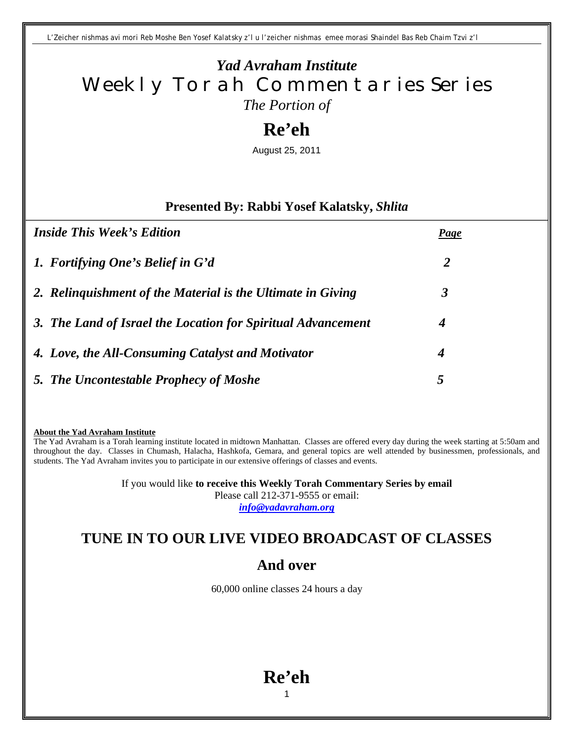L'Zeicher nishmas avi mori Reb Moshe Ben Yosef Kalatsky z'l u l'zeicher nishmas emee morasi Shaindel Bas Reb Chaim Tzvi z'l

# *Yad Avraham Institute*
# Weekly Torah Commentaries Series

*The Portion of*

# Re'eh

August 25, 2011

### Presented By: Rabbi Yosef Kalatsky, *Shlita*

| *Inside This Week's Edition* | *Page* |
|---|---|
| *1. Fortifying One's Belief in G'd* | *2* |
| *2. Relinquishment of the Material is the Ultimate in Giving* | *3* |
| *3. The Land of Israel the Location for Spiritual Advancement* | *4* |
| *4. Love, the All-Consuming Catalyst and Motivator* | *4* |
| *5. The Uncontestable Prophecy of Moshe* | *5* |

**About the Yad Avraham Institute**

The Yad Avraham is a Torah learning institute located in midtown Manhattan. Classes are offered every day during the week starting at 5:50am and throughout the day. Classes in Chumash, Halacha, Hashkofa, Gemara, and general topics are well attended by businessmen, professionals, and students. The Yad Avraham invites you to participate in our extensive offerings of classes and events.

If you would like **to receive this Weekly Torah Commentary Series by email**
Please call 212-371-9555 or email:
***info@yadavraham.org***

## TUNE IN TO OUR LIVE VIDEO BROADCAST OF CLASSES

## And over

60,000 online classes 24 hours a day

# Re'eh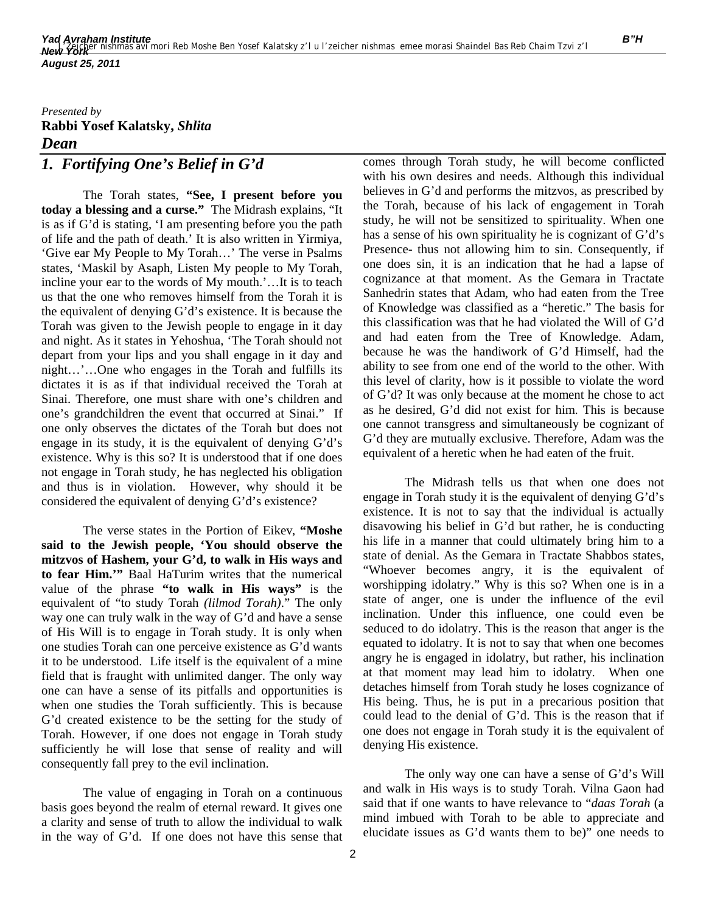*Presented by*
**Rabbi Yosef Kalatsky,** ***Shlita***
***Dean***

## *1. Fortifying One's Belief in G'd*

The Torah states, **"See, I present before you today a blessing and a curse."** The Midrash explains, "It is as if G'd is stating, 'I am presenting before you the path of life and the path of death.' It is also written in Yirmiya, 'Give ear My People to My Torah…' The verse in Psalms states, 'Maskil by Asaph, Listen My people to My Torah, incline your ear to the words of My mouth.'…It is to teach us that the one who removes himself from the Torah it is the equivalent of denying G'd's existence. It is because the Torah was given to the Jewish people to engage in it day and night. As it states in Yehoshua, 'The Torah should not depart from your lips and you shall engage in it day and night…'…One who engages in the Torah and fulfills its dictates it is as if that individual received the Torah at Sinai. Therefore, one must share with one's children and one's grandchildren the event that occurred at Sinai." If one only observes the dictates of the Torah but does not engage in its study, it is the equivalent of denying G'd's existence. Why is this so? It is understood that if one does not engage in Torah study, he has neglected his obligation and thus is in violation. However, why should it be considered the equivalent of denying G'd's existence?

The verse states in the Portion of Eikev, **"Moshe said to the Jewish people, 'You should observe the mitzvos of Hashem, your G'd, to walk in His ways and to fear Him.'"** Baal HaTurim writes that the numerical value of the phrase **"to walk in His ways"** is the equivalent of "to study Torah *(lilmod Torah)*." The only way one can truly walk in the way of G'd and have a sense of His Will is to engage in Torah study. It is only when one studies Torah can one perceive existence as G'd wants it to be understood. Life itself is the equivalent of a mine field that is fraught with unlimited danger. The only way one can have a sense of its pitfalls and opportunities is when one studies the Torah sufficiently. This is because G'd created existence to be the setting for the study of Torah. However, if one does not engage in Torah study sufficiently he will lose that sense of reality and will consequently fall prey to the evil inclination.

The value of engaging in Torah on a continuous basis goes beyond the realm of eternal reward. It gives one a clarity and sense of truth to allow the individual to walk in the way of G'd. If one does not have this sense that comes through Torah study, he will become conflicted with his own desires and needs. Although this individual believes in G'd and performs the mitzvos, as prescribed by the Torah, because of his lack of engagement in Torah study, he will not be sensitized to spirituality. When one has a sense of his own spirituality he is cognizant of G'd's Presence- thus not allowing him to sin. Consequently, if one does sin, it is an indication that he had a lapse of cognizance at that moment. As the Gemara in Tractate Sanhedrin states that Adam, who had eaten from the Tree of Knowledge was classified as a "heretic." The basis for this classification was that he had violated the Will of G'd and had eaten from the Tree of Knowledge. Adam, because he was the handiwork of G'd Himself, had the ability to see from one end of the world to the other. With this level of clarity, how is it possible to violate the word of G'd? It was only because at the moment he chose to act as he desired, G'd did not exist for him. This is because one cannot transgress and simultaneously be cognizant of G'd they are mutually exclusive. Therefore, Adam was the equivalent of a heretic when he had eaten of the fruit.

The Midrash tells us that when one does not engage in Torah study it is the equivalent of denying G'd's existence. It is not to say that the individual is actually disavowing his belief in G'd but rather, he is conducting his life in a manner that could ultimately bring him to a state of denial. As the Gemara in Tractate Shabbos states, "Whoever becomes angry, it is the equivalent of worshipping idolatry." Why is this so? When one is in a state of anger, one is under the influence of the evil inclination. Under this influence, one could even be seduced to do idolatry. This is the reason that anger is the equated to idolatry. It is not to say that when one becomes angry he is engaged in idolatry, but rather, his inclination at that moment may lead him to idolatry. When one detaches himself from Torah study he loses cognizance of His Being. Thus, he is put in a precarious position that could lead to the denial of G'd. This is the reason that if one does not engage in Torah study it is the equivalent of denying His existence.

The only way one can have a sense of G'd's Will and walk in His ways is to study Torah. Vilna Gaon had said that if one wants to have relevance to "*daas Torah* (a mind imbued with Torah to be able to appreciate and elucidate issues as G'd wants them to be)" one needs to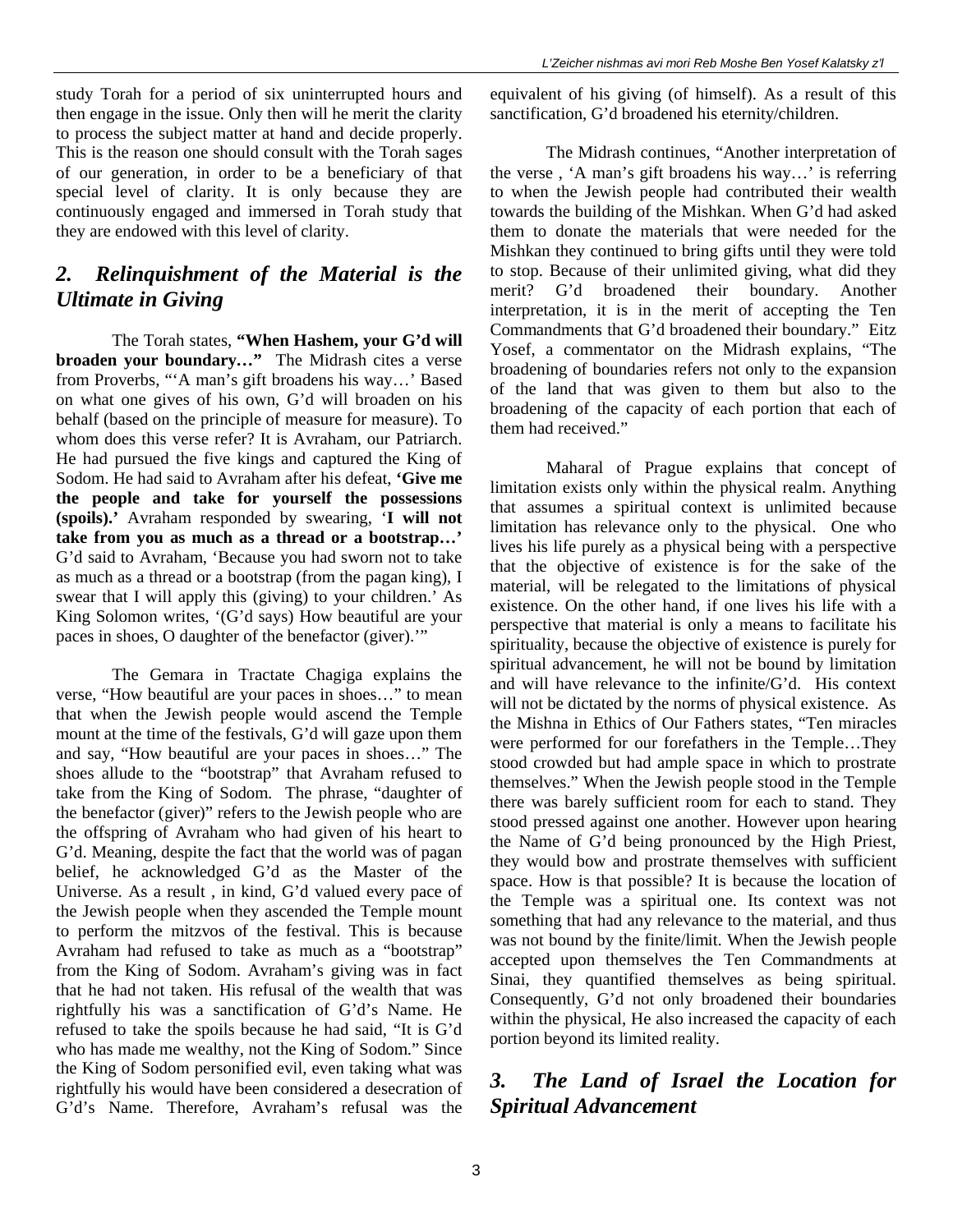study Torah for a period of six uninterrupted hours and then engage in the issue. Only then will he merit the clarity to process the subject matter at hand and decide properly. This is the reason one should consult with the Torah sages of our generation, in order to be a beneficiary of that special level of clarity. It is only because they are continuously engaged and immersed in Torah study that they are endowed with this level of clarity.

## *2. Relinquishment of the Material is the Ultimate in Giving*

The Torah states, **"When Hashem, your G'd will broaden your boundary…"** The Midrash cites a verse from Proverbs, "'A man's gift broadens his way…' Based on what one gives of his own, G'd will broaden on his behalf (based on the principle of measure for measure). To whom does this verse refer? It is Avraham, our Patriarch. He had pursued the five kings and captured the King of Sodom. He had said to Avraham after his defeat, **'Give me the people and take for yourself the possessions (spoils).'** Avraham responded by swearing, '**I will not take from you as much as a thread or a bootstrap…'** G'd said to Avraham, 'Because you had sworn not to take as much as a thread or a bootstrap (from the pagan king), I swear that I will apply this (giving) to your children.' As King Solomon writes, '(G'd says) How beautiful are your paces in shoes, O daughter of the benefactor (giver).'"

The Gemara in Tractate Chagiga explains the verse, "How beautiful are your paces in shoes…" to mean that when the Jewish people would ascend the Temple mount at the time of the festivals, G'd will gaze upon them and say, "How beautiful are your paces in shoes…" The shoes allude to the "bootstrap" that Avraham refused to take from the King of Sodom. The phrase, "daughter of the benefactor (giver)" refers to the Jewish people who are the offspring of Avraham who had given of his heart to G'd. Meaning, despite the fact that the world was of pagan belief, he acknowledged G'd as the Master of the Universe. As a result , in kind, G'd valued every pace of the Jewish people when they ascended the Temple mount to perform the mitzvos of the festival. This is because Avraham had refused to take as much as a "bootstrap" from the King of Sodom. Avraham's giving was in fact that he had not taken. His refusal of the wealth that was rightfully his was a sanctification of G'd's Name. He refused to take the spoils because he had said, "It is G'd who has made me wealthy, not the King of Sodom." Since the King of Sodom personified evil, even taking what was rightfully his would have been considered a desecration of G'd's Name. Therefore, Avraham's refusal was the equivalent of his giving (of himself). As a result of this sanctification, G'd broadened his eternity/children.

The Midrash continues, "Another interpretation of the verse , 'A man's gift broadens his way…' is referring to when the Jewish people had contributed their wealth towards the building of the Mishkan. When G'd had asked them to donate the materials that were needed for the Mishkan they continued to bring gifts until they were told to stop. Because of their unlimited giving, what did they merit? G'd broadened their boundary. Another interpretation, it is in the merit of accepting the Ten Commandments that G'd broadened their boundary." Eitz Yosef, a commentator on the Midrash explains, "The broadening of boundaries refers not only to the expansion of the land that was given to them but also to the broadening of the capacity of each portion that each of them had received."

Maharal of Prague explains that concept of limitation exists only within the physical realm. Anything that assumes a spiritual context is unlimited because limitation has relevance only to the physical. One who lives his life purely as a physical being with a perspective that the objective of existence is for the sake of the material, will be relegated to the limitations of physical existence. On the other hand, if one lives his life with a perspective that material is only a means to facilitate his spirituality, because the objective of existence is purely for spiritual advancement, he will not be bound by limitation and will have relevance to the infinite/G'd. His context will not be dictated by the norms of physical existence. As the Mishna in Ethics of Our Fathers states, "Ten miracles were performed for our forefathers in the Temple…They stood crowded but had ample space in which to prostrate themselves." When the Jewish people stood in the Temple there was barely sufficient room for each to stand. They stood pressed against one another. However upon hearing the Name of G'd being pronounced by the High Priest, they would bow and prostrate themselves with sufficient space. How is that possible? It is because the location of the Temple was a spiritual one. Its context was not something that had any relevance to the material, and thus was not bound by the finite/limit. When the Jewish people accepted upon themselves the Ten Commandments at Sinai, they quantified themselves as being spiritual. Consequently, G'd not only broadened their boundaries within the physical, He also increased the capacity of each portion beyond its limited reality.

## *3. The Land of Israel the Location for Spiritual Advancement*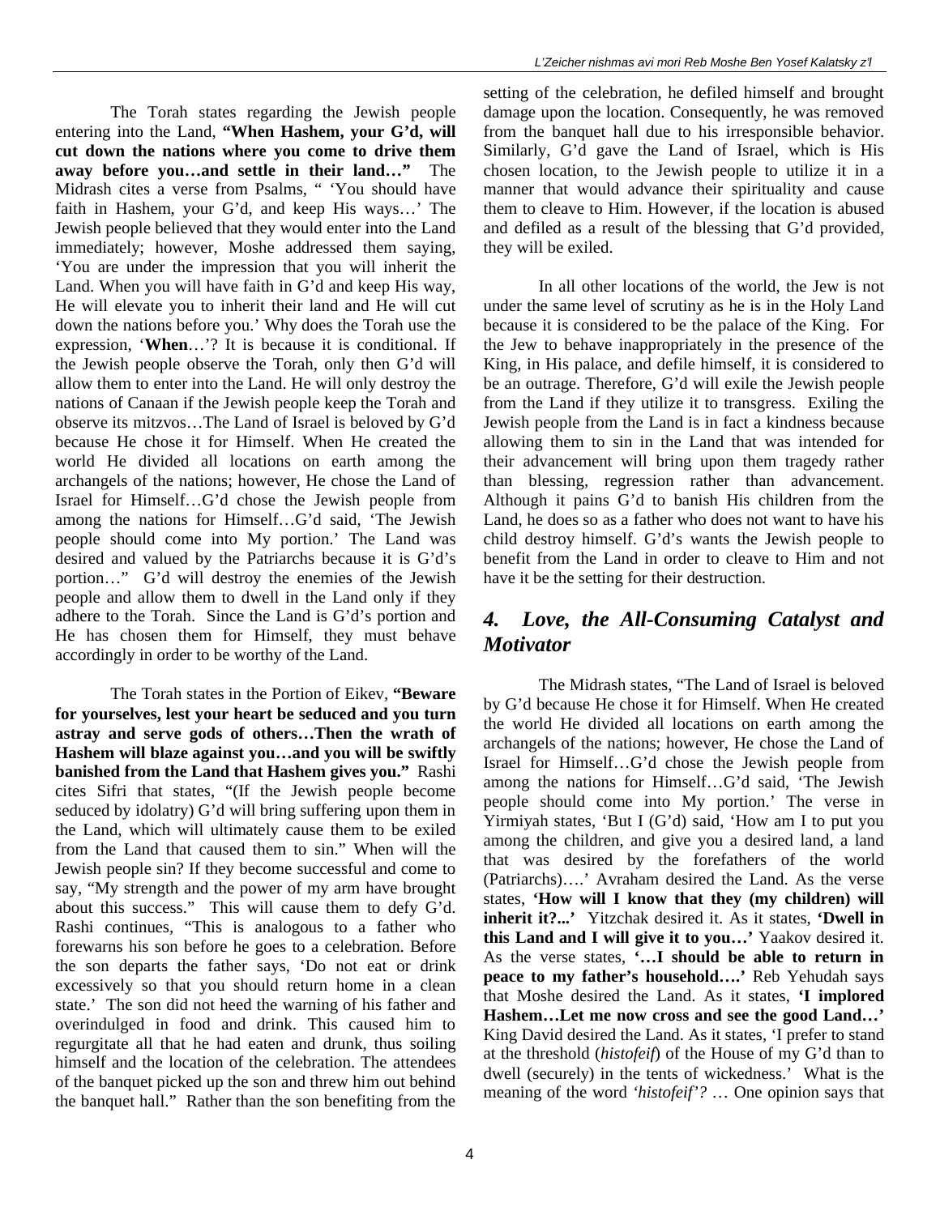The Torah states regarding the Jewish people entering into the Land, **"When Hashem, your G'd, will cut down the nations where you come to drive them away before you…and settle in their land…"** The Midrash cites a verse from Psalms, " 'You should have faith in Hashem, your G'd, and keep His ways…' The Jewish people believed that they would enter into the Land immediately; however, Moshe addressed them saying, 'You are under the impression that you will inherit the Land. When you will have faith in G'd and keep His way, He will elevate you to inherit their land and He will cut down the nations before you.' Why does the Torah use the expression, '**When**…'? It is because it is conditional. If the Jewish people observe the Torah, only then G'd will allow them to enter into the Land. He will only destroy the nations of Canaan if the Jewish people keep the Torah and observe its mitzvos…The Land of Israel is beloved by G'd because He chose it for Himself. When He created the world He divided all locations on earth among the archangels of the nations; however, He chose the Land of Israel for Himself…G'd chose the Jewish people from among the nations for Himself…G'd said, 'The Jewish people should come into My portion.' The Land was desired and valued by the Patriarchs because it is G'd's portion…" G'd will destroy the enemies of the Jewish people and allow them to dwell in the Land only if they adhere to the Torah. Since the Land is G'd's portion and He has chosen them for Himself, they must behave accordingly in order to be worthy of the Land.

The Torah states in the Portion of Eikev, **"Beware for yourselves, lest your heart be seduced and you turn astray and serve gods of others…Then the wrath of Hashem will blaze against you…and you will be swiftly banished from the Land that Hashem gives you."** Rashi cites Sifri that states, "(If the Jewish people become seduced by idolatry) G'd will bring suffering upon them in the Land, which will ultimately cause them to be exiled from the Land that caused them to sin." When will the Jewish people sin? If they become successful and come to say, "My strength and the power of my arm have brought about this success." This will cause them to defy G'd. Rashi continues, "This is analogous to a father who forewarns his son before he goes to a celebration. Before the son departs the father says, 'Do not eat or drink excessively so that you should return home in a clean state.' The son did not heed the warning of his father and overindulged in food and drink. This caused him to regurgitate all that he had eaten and drunk, thus soiling himself and the location of the celebration. The attendees of the banquet picked up the son and threw him out behind the banquet hall." Rather than the son benefiting from the setting of the celebration, he defiled himself and brought damage upon the location. Consequently, he was removed from the banquet hall due to his irresponsible behavior. Similarly, G'd gave the Land of Israel, which is His chosen location, to the Jewish people to utilize it in a manner that would advance their spirituality and cause them to cleave to Him. However, if the location is abused and defiled as a result of the blessing that G'd provided, they will be exiled.

In all other locations of the world, the Jew is not under the same level of scrutiny as he is in the Holy Land because it is considered to be the palace of the King. For the Jew to behave inappropriately in the presence of the King, in His palace, and defile himself, it is considered to be an outrage. Therefore, G'd will exile the Jewish people from the Land if they utilize it to transgress. Exiling the Jewish people from the Land is in fact a kindness because allowing them to sin in the Land that was intended for their advancement will bring upon them tragedy rather than blessing, regression rather than advancement. Although it pains G'd to banish His children from the Land, he does so as a father who does not want to have his child destroy himself. G'd's wants the Jewish people to benefit from the Land in order to cleave to Him and not have it be the setting for their destruction.

## *4. Love, the All-Consuming Catalyst and Motivator*

The Midrash states, "The Land of Israel is beloved by G'd because He chose it for Himself. When He created the world He divided all locations on earth among the archangels of the nations; however, He chose the Land of Israel for Himself…G'd chose the Jewish people from among the nations for Himself…G'd said, 'The Jewish people should come into My portion.' The verse in Yirmiyah states, 'But I (G'd) said, 'How am I to put you among the children, and give you a desired land, a land that was desired by the forefathers of the world (Patriarchs)….' Avraham desired the Land. As the verse states, **'How will I know that they (my children) will inherit it?...'** Yitzchak desired it. As it states, **'Dwell in this Land and I will give it to you…'** Yaakov desired it. As the verse states, **'…I should be able to return in peace to my father's household….'** Reb Yehudah says that Moshe desired the Land. As it states, **'I implored Hashem…Let me now cross and see the good Land…'** King David desired the Land. As it states, 'I prefer to stand at the threshold (*histofeif*) of the House of my G'd than to dwell (securely) in the tents of wickedness.' What is the meaning of the word *'histofeif'?* … One opinion says that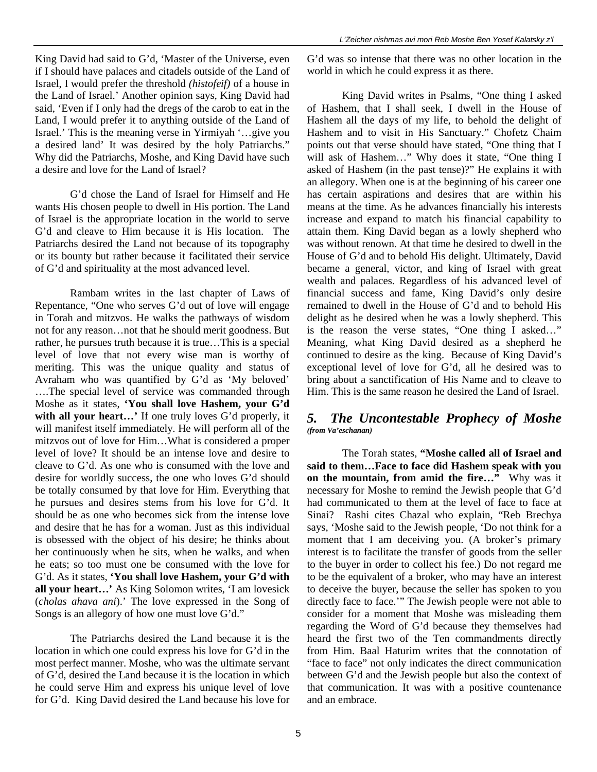King David had said to G'd, 'Master of the Universe, even if I should have palaces and citadels outside of the Land of Israel, I would prefer the threshold *(histofeif)* of a house in the Land of Israel.' Another opinion says, King David had said, 'Even if I only had the dregs of the carob to eat in the Land, I would prefer it to anything outside of the Land of Israel.' This is the meaning verse in Yirmiyah '…give you a desired land' It was desired by the holy Patriarchs." Why did the Patriarchs, Moshe, and King David have such a desire and love for the Land of Israel?

G'd chose the Land of Israel for Himself and He wants His chosen people to dwell in His portion. The Land of Israel is the appropriate location in the world to serve G'd and cleave to Him because it is His location. The Patriarchs desired the Land not because of its topography or its bounty but rather because it facilitated their service of G'd and spirituality at the most advanced level.

Rambam writes in the last chapter of Laws of Repentance, "One who serves G'd out of love will engage in Torah and mitzvos. He walks the pathways of wisdom not for any reason…not that he should merit goodness. But rather, he pursues truth because it is true…This is a special level of love that not every wise man is worthy of meriting. This was the unique quality and status of Avraham who was quantified by G'd as 'My beloved' ….The special level of service was commanded through Moshe as it states, **'You shall love Hashem, your G'd with all your heart…'** If one truly loves G'd properly, it will manifest itself immediately. He will perform all of the mitzvos out of love for Him…What is considered a proper level of love? It should be an intense love and desire to cleave to G'd. As one who is consumed with the love and desire for worldly success, the one who loves G'd should be totally consumed by that love for Him. Everything that he pursues and desires stems from his love for G'd. It should be as one who becomes sick from the intense love and desire that he has for a woman. Just as this individual is obsessed with the object of his desire; he thinks about her continuously when he sits, when he walks, and when he eats; so too must one be consumed with the love for G'd. As it states, **'You shall love Hashem, your G'd with all your heart…'** As King Solomon writes, 'I am lovesick (*cholas ahava ani*).' The love expressed in the Song of Songs is an allegory of how one must love G'd."

The Patriarchs desired the Land because it is the location in which one could express his love for G'd in the most perfect manner. Moshe, who was the ultimate servant of G'd, desired the Land because it is the location in which he could serve Him and express his unique level of love for G'd. King David desired the Land because his love for G'd was so intense that there was no other location in the world in which he could express it as there.

King David writes in Psalms, "One thing I asked of Hashem, that I shall seek, I dwell in the House of Hashem all the days of my life, to behold the delight of Hashem and to visit in His Sanctuary." Chofetz Chaim points out that verse should have stated, "One thing that I will ask of Hashem…" Why does it state, "One thing I asked of Hashem (in the past tense)?" He explains it with an allegory. When one is at the beginning of his career one has certain aspirations and desires that are within his means at the time. As he advances financially his interests increase and expand to match his financial capability to attain them. King David began as a lowly shepherd who was without renown. At that time he desired to dwell in the House of G'd and to behold His delight. Ultimately, David became a general, victor, and king of Israel with great wealth and palaces. Regardless of his advanced level of financial success and fame, King David's only desire remained to dwell in the House of G'd and to behold His delight as he desired when he was a lowly shepherd. This is the reason the verse states, "One thing I asked…" Meaning, what King David desired as a shepherd he continued to desire as the king. Because of King David's exceptional level of love for G'd, all he desired was to bring about a sanctification of His Name and to cleave to Him. This is the same reason he desired the Land of Israel.

## *5. The Uncontestable Prophecy of Moshe*
***(from Va'eschanan)***

The Torah states, **"Moshe called all of Israel and said to them…Face to face did Hashem speak with you on the mountain, from amid the fire…"** Why was it necessary for Moshe to remind the Jewish people that G'd had communicated to them at the level of face to face at Sinai? Rashi cites Chazal who explain, "Reb Brechya says, 'Moshe said to the Jewish people, 'Do not think for a moment that I am deceiving you. (A broker's primary interest is to facilitate the transfer of goods from the seller to the buyer in order to collect his fee.) Do not regard me to be the equivalent of a broker, who may have an interest to deceive the buyer, because the seller has spoken to you directly face to face.'" The Jewish people were not able to consider for a moment that Moshe was misleading them regarding the Word of G'd because they themselves had heard the first two of the Ten commandments directly from Him. Baal Haturim writes that the connotation of "face to face" not only indicates the direct communication between G'd and the Jewish people but also the context of that communication. It was with a positive countenance and an embrace.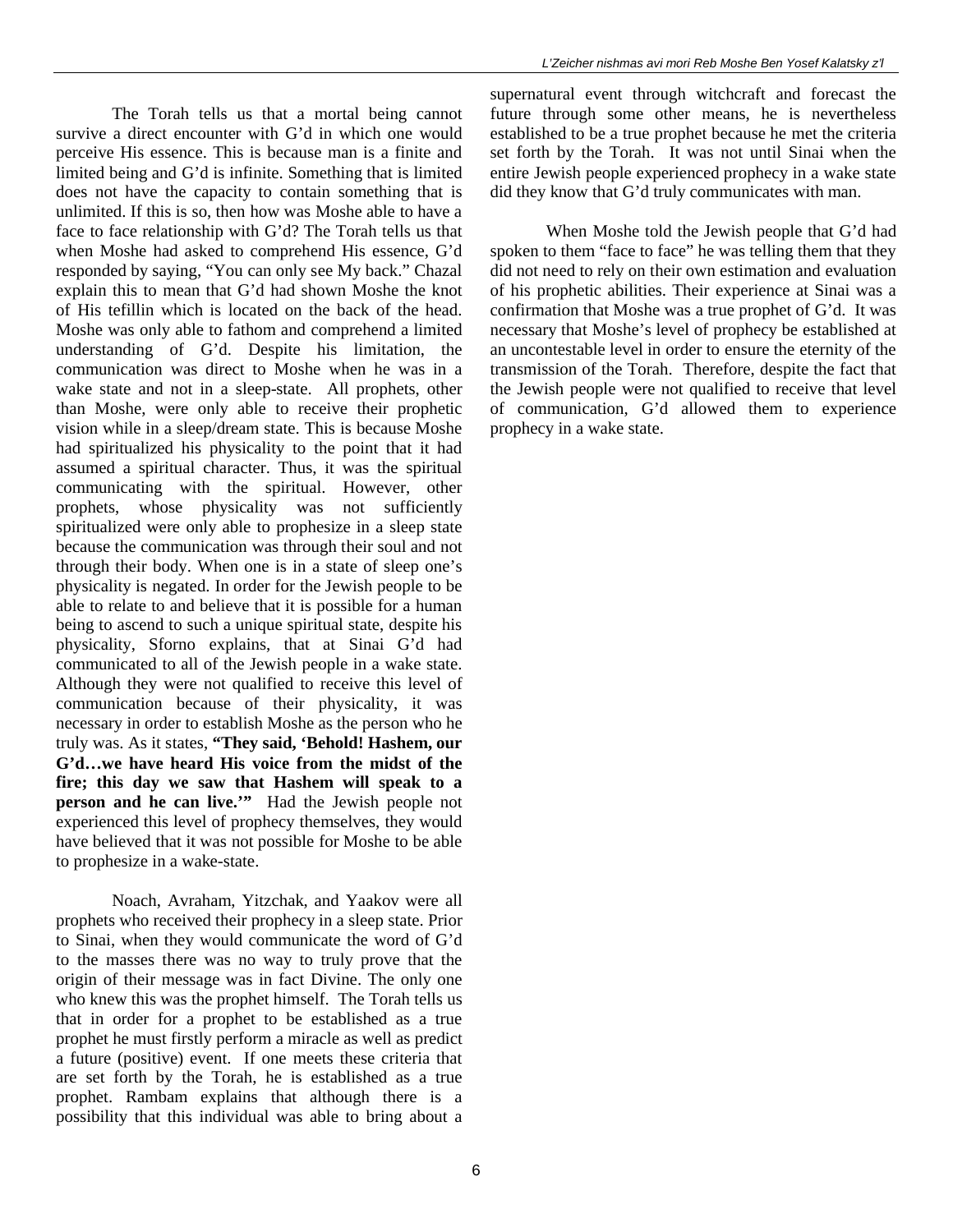The Torah tells us that a mortal being cannot survive a direct encounter with G'd in which one would perceive His essence. This is because man is a finite and limited being and G'd is infinite. Something that is limited does not have the capacity to contain something that is unlimited. If this is so, then how was Moshe able to have a face to face relationship with G'd? The Torah tells us that when Moshe had asked to comprehend His essence, G'd responded by saying, "You can only see My back." Chazal explain this to mean that G'd had shown Moshe the knot of His tefillin which is located on the back of the head. Moshe was only able to fathom and comprehend a limited understanding of G'd. Despite his limitation, the communication was direct to Moshe when he was in a wake state and not in a sleep-state. All prophets, other than Moshe, were only able to receive their prophetic vision while in a sleep/dream state. This is because Moshe had spiritualized his physicality to the point that it had assumed a spiritual character. Thus, it was the spiritual communicating with the spiritual. However, other prophets, whose physicality was not sufficiently spiritualized were only able to prophesize in a sleep state because the communication was through their soul and not through their body. When one is in a state of sleep one's physicality is negated. In order for the Jewish people to be able to relate to and believe that it is possible for a human being to ascend to such a unique spiritual state, despite his physicality, Sforno explains, that at Sinai G'd had communicated to all of the Jewish people in a wake state. Although they were not qualified to receive this level of communication because of their physicality, it was necessary in order to establish Moshe as the person who he truly was. As it states, **"They said, 'Behold! Hashem, our G'd…we have heard His voice from the midst of the fire; this day we saw that Hashem will speak to a person and he can live.'"** Had the Jewish people not experienced this level of prophecy themselves, they would have believed that it was not possible for Moshe to be able to prophesize in a wake-state.

Noach, Avraham, Yitzchak, and Yaakov were all prophets who received their prophecy in a sleep state. Prior to Sinai, when they would communicate the word of G'd to the masses there was no way to truly prove that the origin of their message was in fact Divine. The only one who knew this was the prophet himself. The Torah tells us that in order for a prophet to be established as a true prophet he must firstly perform a miracle as well as predict a future (positive) event. If one meets these criteria that are set forth by the Torah, he is established as a true prophet. Rambam explains that although there is a possibility that this individual was able to bring about a supernatural event through witchcraft and forecast the future through some other means, he is nevertheless established to be a true prophet because he met the criteria set forth by the Torah. It was not until Sinai when the entire Jewish people experienced prophecy in a wake state did they know that G'd truly communicates with man.

When Moshe told the Jewish people that G'd had spoken to them "face to face" he was telling them that they did not need to rely on their own estimation and evaluation of his prophetic abilities. Their experience at Sinai was a confirmation that Moshe was a true prophet of G'd. It was necessary that Moshe's level of prophecy be established at an uncontestable level in order to ensure the eternity of the transmission of the Torah. Therefore, despite the fact that the Jewish people were not qualified to receive that level of communication, G'd allowed them to experience prophecy in a wake state.